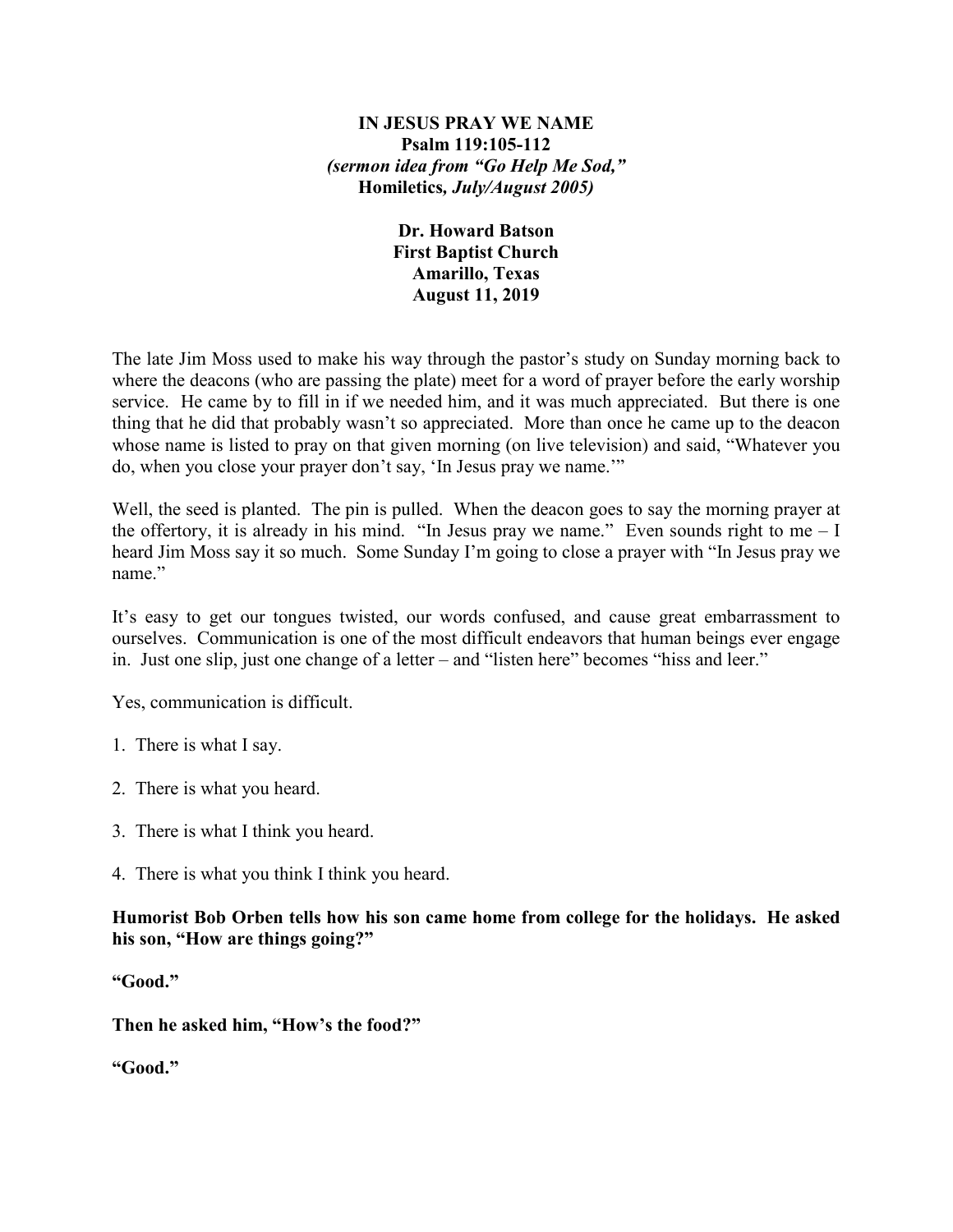# IN JESUS PRAY WE NAME

**Psalm 119:105-112**

***(sermon idea from "Go Help Me Sod,"*** **Homiletics*****, July/August 2005)***

**Dr. Howard Batson**
**First Baptist Church**
**Amarillo, Texas**
**August 11, 2019**

The late Jim Moss used to make his way through the pastor's study on Sunday morning back to where the deacons (who are passing the plate) meet for a word of prayer before the early worship service. He came by to fill in if we needed him, and it was much appreciated. But there is one thing that he did that probably wasn't so appreciated. More than once he came up to the deacon whose name is listed to pray on that given morning (on live television) and said, "Whatever you do, when you close your prayer don't say, 'In Jesus pray we name.'"

Well, the seed is planted. The pin is pulled. When the deacon goes to say the morning prayer at the offertory, it is already in his mind. "In Jesus pray we name." Even sounds right to me – I heard Jim Moss say it so much. Some Sunday I'm going to close a prayer with "In Jesus pray we name."

It's easy to get our tongues twisted, our words confused, and cause great embarrassment to ourselves. Communication is one of the most difficult endeavors that human beings ever engage in. Just one slip, just one change of a letter – and "listen here" becomes "hiss and leer."

Yes, communication is difficult.

1. There is what I say.

2. There is what you heard.

3. There is what I think you heard.

4. There is what you think I think you heard.

**Humorist Bob Orben tells how his son came home from college for the holidays. He asked his son, "How are things going?"**

**"Good."**

**Then he asked him, "How's the food?"**

**"Good."**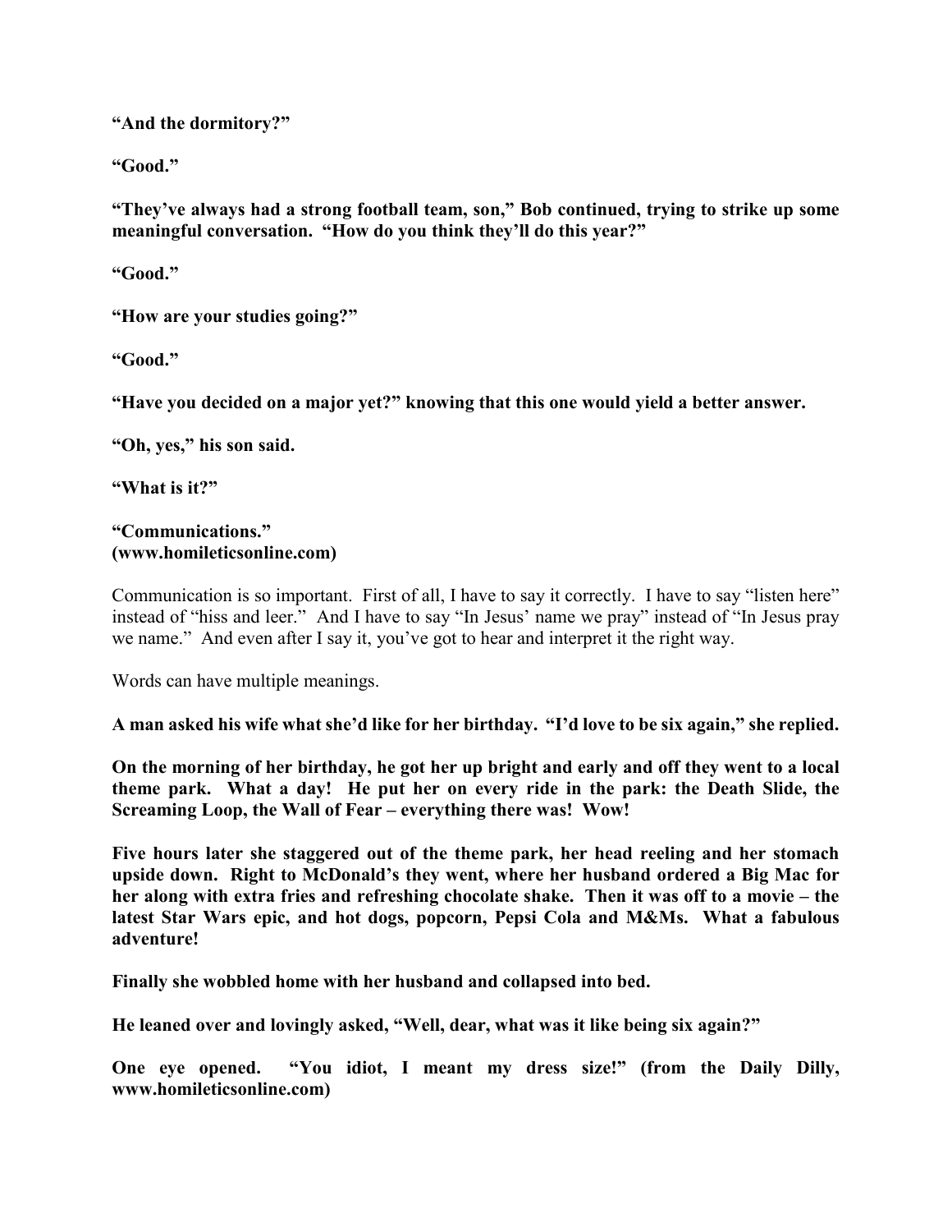**"And the dormitory?"**

**"Good."**

**"They've always had a strong football team, son," Bob continued, trying to strike up some meaningful conversation. "How do you think they'll do this year?"**

**"Good."**

**"How are your studies going?"**

**"Good."**

**"Have you decided on a major yet?" knowing that this one would yield a better answer.**

**"Oh, yes," his son said.**

**"What is it?"**

**"Communications."**
**(www.homileticsonline.com)**

Communication is so important. First of all, I have to say it correctly. I have to say "listen here" instead of "hiss and leer." And I have to say "In Jesus' name we pray" instead of "In Jesus pray we name." And even after I say it, you've got to hear and interpret it the right way.

Words can have multiple meanings.

**A man asked his wife what she'd like for her birthday. "I'd love to be six again," she replied.**

**On the morning of her birthday, he got her up bright and early and off they went to a local theme park. What a day! He put her on every ride in the park: the Death Slide, the Screaming Loop, the Wall of Fear – everything there was! Wow!**

**Five hours later she staggered out of the theme park, her head reeling and her stomach upside down. Right to McDonald's they went, where her husband ordered a Big Mac for her along with extra fries and refreshing chocolate shake. Then it was off to a movie – the latest Star Wars epic, and hot dogs, popcorn, Pepsi Cola and M&Ms. What a fabulous adventure!**

**Finally she wobbled home with her husband and collapsed into bed.**

**He leaned over and lovingly asked, "Well, dear, what was it like being six again?"**

**One eye opened. "You idiot, I meant my dress size!" (from the Daily Dilly, www.homileticsonline.com)**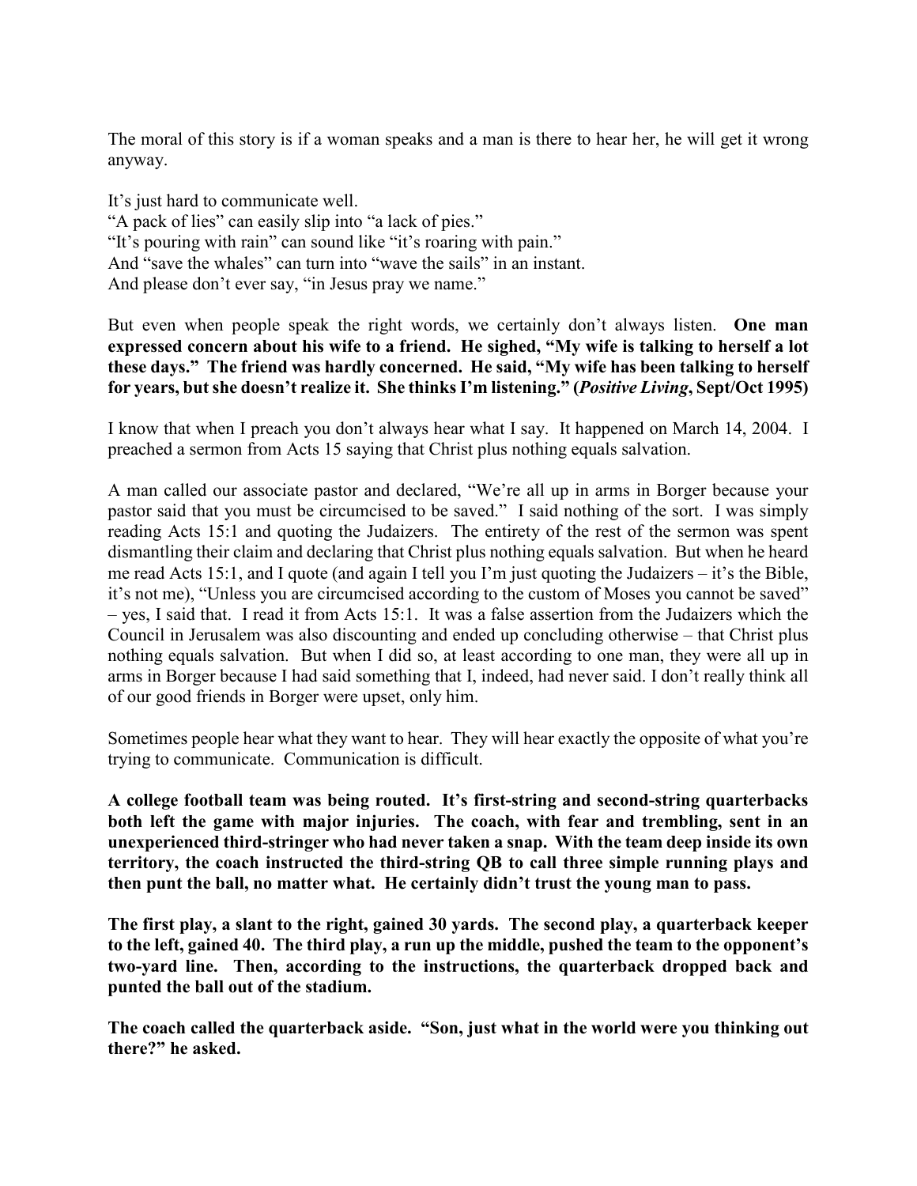The moral of this story is if a woman speaks and a man is there to hear her, he will get it wrong anyway.

It's just hard to communicate well.
"A pack of lies" can easily slip into "a lack of pies."
"It's pouring with rain" can sound like "it's roaring with pain."
And "save the whales" can turn into "wave the sails" in an instant.
And please don't ever say, "in Jesus pray we name."

But even when people speak the right words, we certainly don't always listen. **One man expressed concern about his wife to a friend. He sighed, "My wife is talking to herself a lot these days." The friend was hardly concerned. He said, "My wife has been talking to herself for years, but she doesn't realize it. She thinks I'm listening." (*Positive Living*, Sept/Oct 1995)**

I know that when I preach you don't always hear what I say. It happened on March 14, 2004. I preached a sermon from Acts 15 saying that Christ plus nothing equals salvation.

A man called our associate pastor and declared, "We're all up in arms in Borger because your pastor said that you must be circumcised to be saved." I said nothing of the sort. I was simply reading Acts 15:1 and quoting the Judaizers. The entirety of the rest of the sermon was spent dismantling their claim and declaring that Christ plus nothing equals salvation. But when he heard me read Acts 15:1, and I quote (and again I tell you I'm just quoting the Judaizers – it's the Bible, it's not me), "Unless you are circumcised according to the custom of Moses you cannot be saved" – yes, I said that. I read it from Acts 15:1. It was a false assertion from the Judaizers which the Council in Jerusalem was also discounting and ended up concluding otherwise – that Christ plus nothing equals salvation. But when I did so, at least according to one man, they were all up in arms in Borger because I had said something that I, indeed, had never said. I don't really think all of our good friends in Borger were upset, only him.

Sometimes people hear what they want to hear. They will hear exactly the opposite of what you're trying to communicate. Communication is difficult.

**A college football team was being routed. It's first-string and second-string quarterbacks both left the game with major injuries. The coach, with fear and trembling, sent in an unexperienced third-stringer who had never taken a snap. With the team deep inside its own territory, the coach instructed the third-string QB to call three simple running plays and then punt the ball, no matter what. He certainly didn't trust the young man to pass.**

**The first play, a slant to the right, gained 30 yards. The second play, a quarterback keeper to the left, gained 40. The third play, a run up the middle, pushed the team to the opponent's two-yard line. Then, according to the instructions, the quarterback dropped back and punted the ball out of the stadium.**

**The coach called the quarterback aside. "Son, just what in the world were you thinking out there?" he asked.**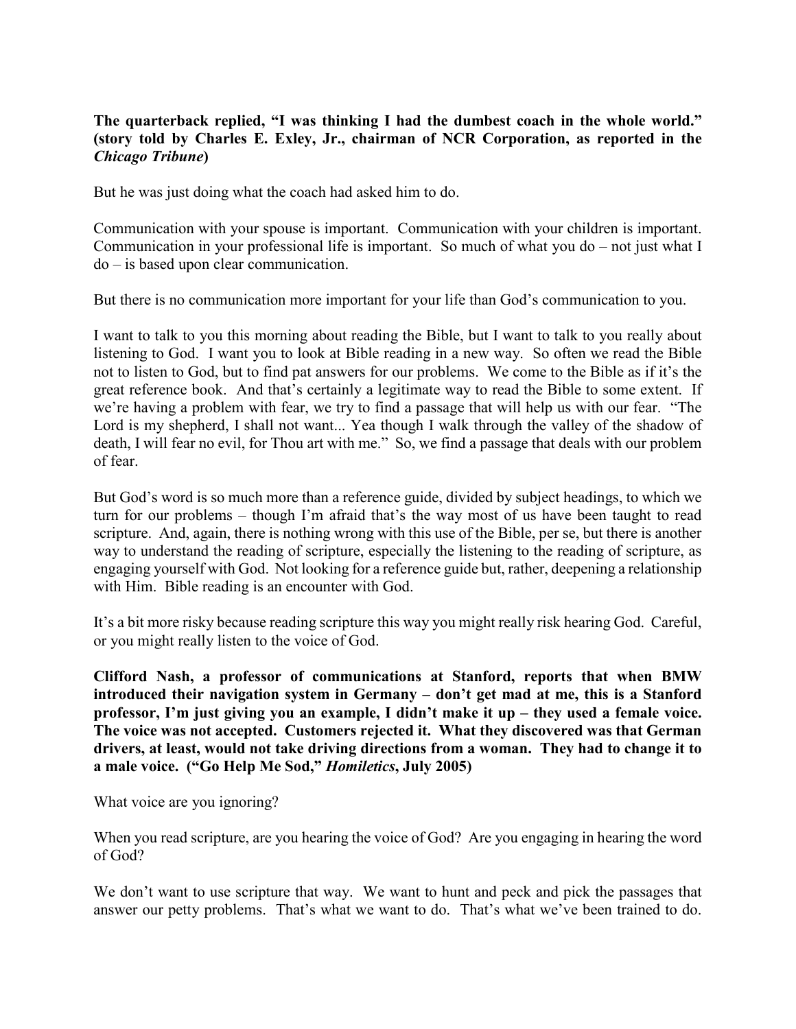**The quarterback replied, "I was thinking I had the dumbest coach in the whole world." (story told by Charles E. Exley, Jr., chairman of NCR Corporation, as reported in the *Chicago Tribune*)**

But he was just doing what the coach had asked him to do.

Communication with your spouse is important. Communication with your children is important. Communication in your professional life is important. So much of what you do – not just what I do – is based upon clear communication.

But there is no communication more important for your life than God's communication to you.

I want to talk to you this morning about reading the Bible, but I want to talk to you really about listening to God. I want you to look at Bible reading in a new way. So often we read the Bible not to listen to God, but to find pat answers for our problems. We come to the Bible as if it's the great reference book. And that's certainly a legitimate way to read the Bible to some extent. If we're having a problem with fear, we try to find a passage that will help us with our fear. "The Lord is my shepherd, I shall not want... Yea though I walk through the valley of the shadow of death, I will fear no evil, for Thou art with me." So, we find a passage that deals with our problem of fear.

But God's word is so much more than a reference guide, divided by subject headings, to which we turn for our problems – though I'm afraid that's the way most of us have been taught to read scripture. And, again, there is nothing wrong with this use of the Bible, per se, but there is another way to understand the reading of scripture, especially the listening to the reading of scripture, as engaging yourself with God. Not looking for a reference guide but, rather, deepening a relationship with Him. Bible reading is an encounter with God.

It's a bit more risky because reading scripture this way you might really risk hearing God. Careful, or you might really listen to the voice of God.

**Clifford Nash, a professor of communications at Stanford, reports that when BMW introduced their navigation system in Germany – don't get mad at me, this is a Stanford professor, I'm just giving you an example, I didn't make it up – they used a female voice. The voice was not accepted. Customers rejected it. What they discovered was that German drivers, at least, would not take driving directions from a woman. They had to change it to a male voice. ("Go Help Me Sod," *Homiletics*, July 2005)**

What voice are you ignoring?

When you read scripture, are you hearing the voice of God? Are you engaging in hearing the word of God?

We don't want to use scripture that way. We want to hunt and peck and pick the passages that answer our petty problems. That's what we want to do. That's what we've been trained to do.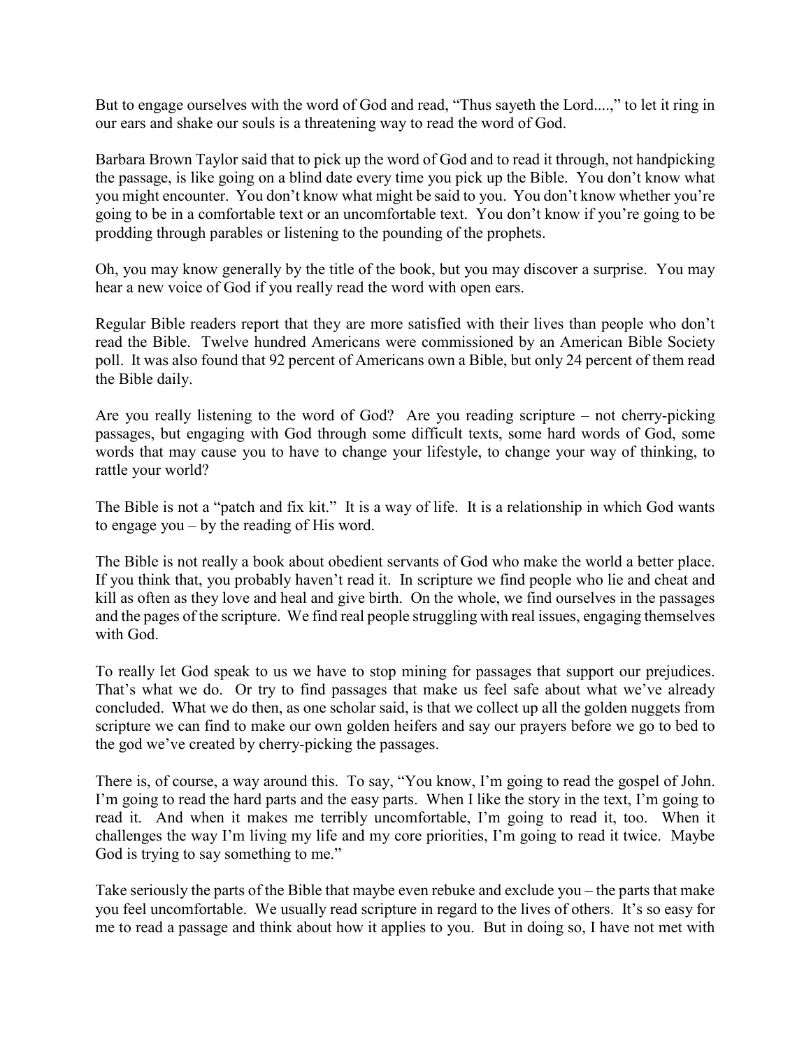But to engage ourselves with the word of God and read, "Thus sayeth the Lord....," to let it ring in our ears and shake our souls is a threatening way to read the word of God.

Barbara Brown Taylor said that to pick up the word of God and to read it through, not handpicking the passage, is like going on a blind date every time you pick up the Bible. You don't know what you might encounter. You don't know what might be said to you. You don't know whether you're going to be in a comfortable text or an uncomfortable text. You don't know if you're going to be prodding through parables or listening to the pounding of the prophets.

Oh, you may know generally by the title of the book, but you may discover a surprise. You may hear a new voice of God if you really read the word with open ears.

Regular Bible readers report that they are more satisfied with their lives than people who don't read the Bible. Twelve hundred Americans were commissioned by an American Bible Society poll. It was also found that 92 percent of Americans own a Bible, but only 24 percent of them read the Bible daily.

Are you really listening to the word of God? Are you reading scripture – not cherry-picking passages, but engaging with God through some difficult texts, some hard words of God, some words that may cause you to have to change your lifestyle, to change your way of thinking, to rattle your world?

The Bible is not a "patch and fix kit." It is a way of life. It is a relationship in which God wants to engage you – by the reading of His word.

The Bible is not really a book about obedient servants of God who make the world a better place. If you think that, you probably haven't read it. In scripture we find people who lie and cheat and kill as often as they love and heal and give birth. On the whole, we find ourselves in the passages and the pages of the scripture. We find real people struggling with real issues, engaging themselves with God.

To really let God speak to us we have to stop mining for passages that support our prejudices. That's what we do. Or try to find passages that make us feel safe about what we've already concluded. What we do then, as one scholar said, is that we collect up all the golden nuggets from scripture we can find to make our own golden heifers and say our prayers before we go to bed to the god we've created by cherry-picking the passages.

There is, of course, a way around this. To say, "You know, I'm going to read the gospel of John. I'm going to read the hard parts and the easy parts. When I like the story in the text, I'm going to read it. And when it makes me terribly uncomfortable, I'm going to read it, too. When it challenges the way I'm living my life and my core priorities, I'm going to read it twice. Maybe God is trying to say something to me."

Take seriously the parts of the Bible that maybe even rebuke and exclude you – the parts that make you feel uncomfortable. We usually read scripture in regard to the lives of others. It's so easy for me to read a passage and think about how it applies to you. But in doing so, I have not met with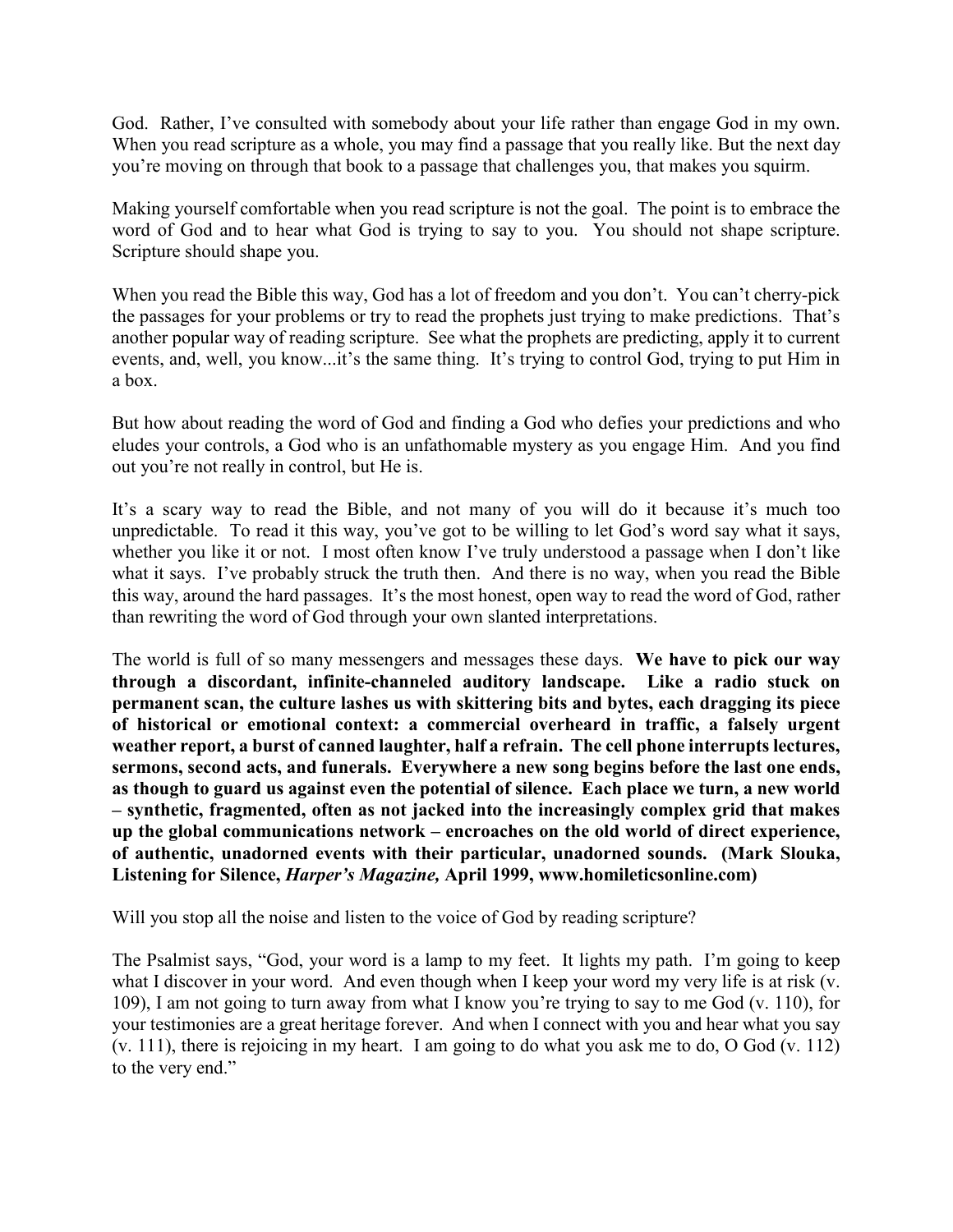God. Rather, I've consulted with somebody about your life rather than engage God in my own. When you read scripture as a whole, you may find a passage that you really like. But the next day you're moving on through that book to a passage that challenges you, that makes you squirm.

Making yourself comfortable when you read scripture is not the goal. The point is to embrace the word of God and to hear what God is trying to say to you. You should not shape scripture. Scripture should shape you.

When you read the Bible this way, God has a lot of freedom and you don't. You can't cherry-pick the passages for your problems or try to read the prophets just trying to make predictions. That's another popular way of reading scripture. See what the prophets are predicting, apply it to current events, and, well, you know...it's the same thing. It's trying to control God, trying to put Him in a box.

But how about reading the word of God and finding a God who defies your predictions and who eludes your controls, a God who is an unfathomable mystery as you engage Him. And you find out you're not really in control, but He is.

It's a scary way to read the Bible, and not many of you will do it because it's much too unpredictable. To read it this way, you've got to be willing to let God's word say what it says, whether you like it or not. I most often know I've truly understood a passage when I don't like what it says. I've probably struck the truth then. And there is no way, when you read the Bible this way, around the hard passages. It's the most honest, open way to read the word of God, rather than rewriting the word of God through your own slanted interpretations.

The world is full of so many messengers and messages these days. **We have to pick our way through a discordant, infinite-channeled auditory landscape. Like a radio stuck on permanent scan, the culture lashes us with skittering bits and bytes, each dragging its piece of historical or emotional context: a commercial overheard in traffic, a falsely urgent weather report, a burst of canned laughter, half a refrain. The cell phone interrupts lectures, sermons, second acts, and funerals. Everywhere a new song begins before the last one ends, as though to guard us against even the potential of silence. Each place we turn, a new world – synthetic, fragmented, often as not jacked into the increasingly complex grid that makes up the global communications network – encroaches on the old world of direct experience, of authentic, unadorned events with their particular, unadorned sounds. (Mark Slouka, Listening for Silence, *Harper's Magazine,* April 1999, www.homileticsonline.com)**

Will you stop all the noise and listen to the voice of God by reading scripture?

The Psalmist says, "God, your word is a lamp to my feet. It lights my path. I'm going to keep what I discover in your word. And even though when I keep your word my very life is at risk (v. 109), I am not going to turn away from what I know you're trying to say to me God (v. 110), for your testimonies are a great heritage forever. And when I connect with you and hear what you say (v. 111), there is rejoicing in my heart. I am going to do what you ask me to do, O God (v. 112) to the very end."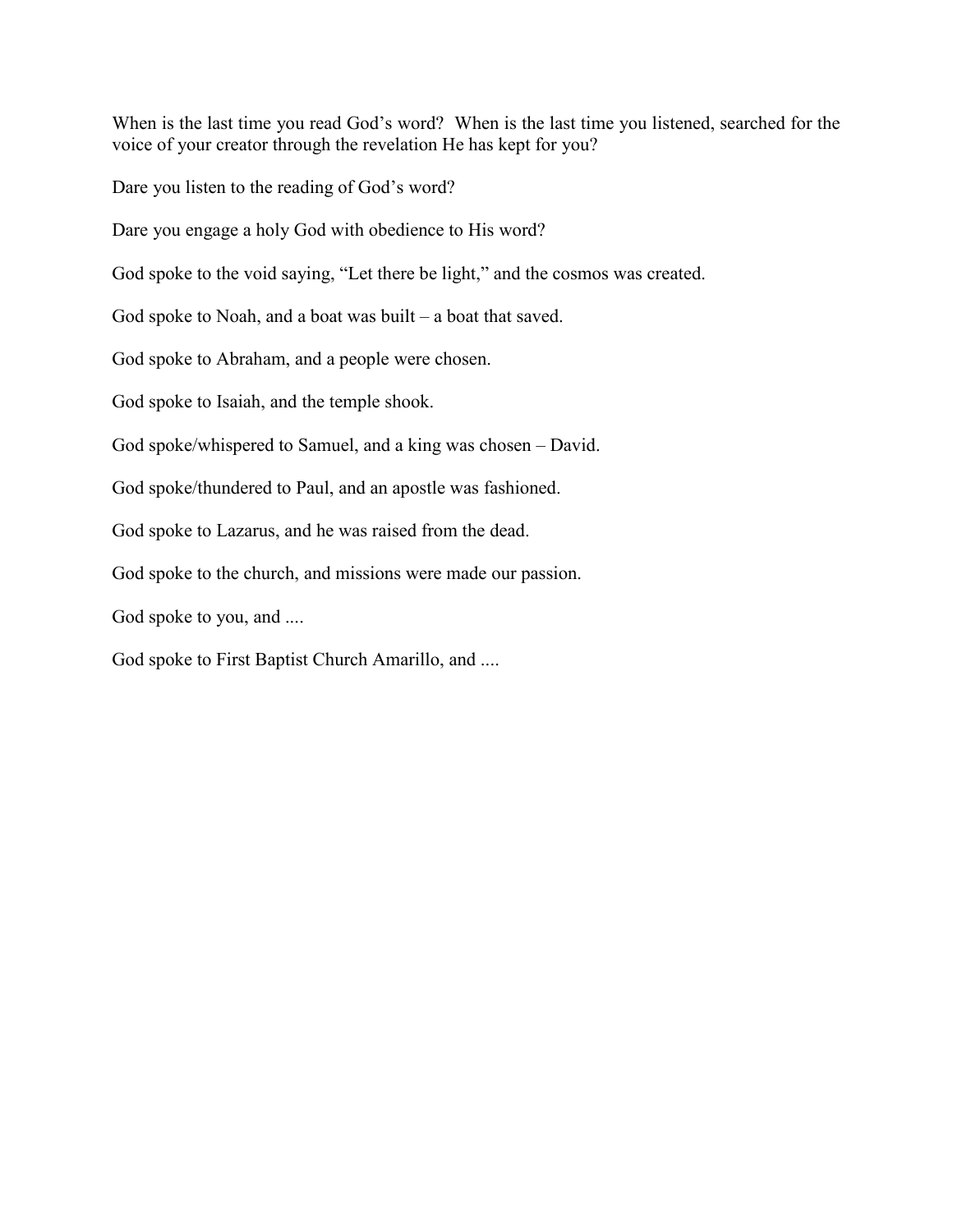When is the last time you read God's word? When is the last time you listened, searched for the voice of your creator through the revelation He has kept for you?

Dare you listen to the reading of God's word?

Dare you engage a holy God with obedience to His word?

God spoke to the void saying, "Let there be light," and the cosmos was created.

God spoke to Noah, and a boat was built – a boat that saved.

God spoke to Abraham, and a people were chosen.

God spoke to Isaiah, and the temple shook.

God spoke/whispered to Samuel, and a king was chosen – David.

God spoke/thundered to Paul, and an apostle was fashioned.

God spoke to Lazarus, and he was raised from the dead.

God spoke to the church, and missions were made our passion.

God spoke to you, and ....

God spoke to First Baptist Church Amarillo, and ....